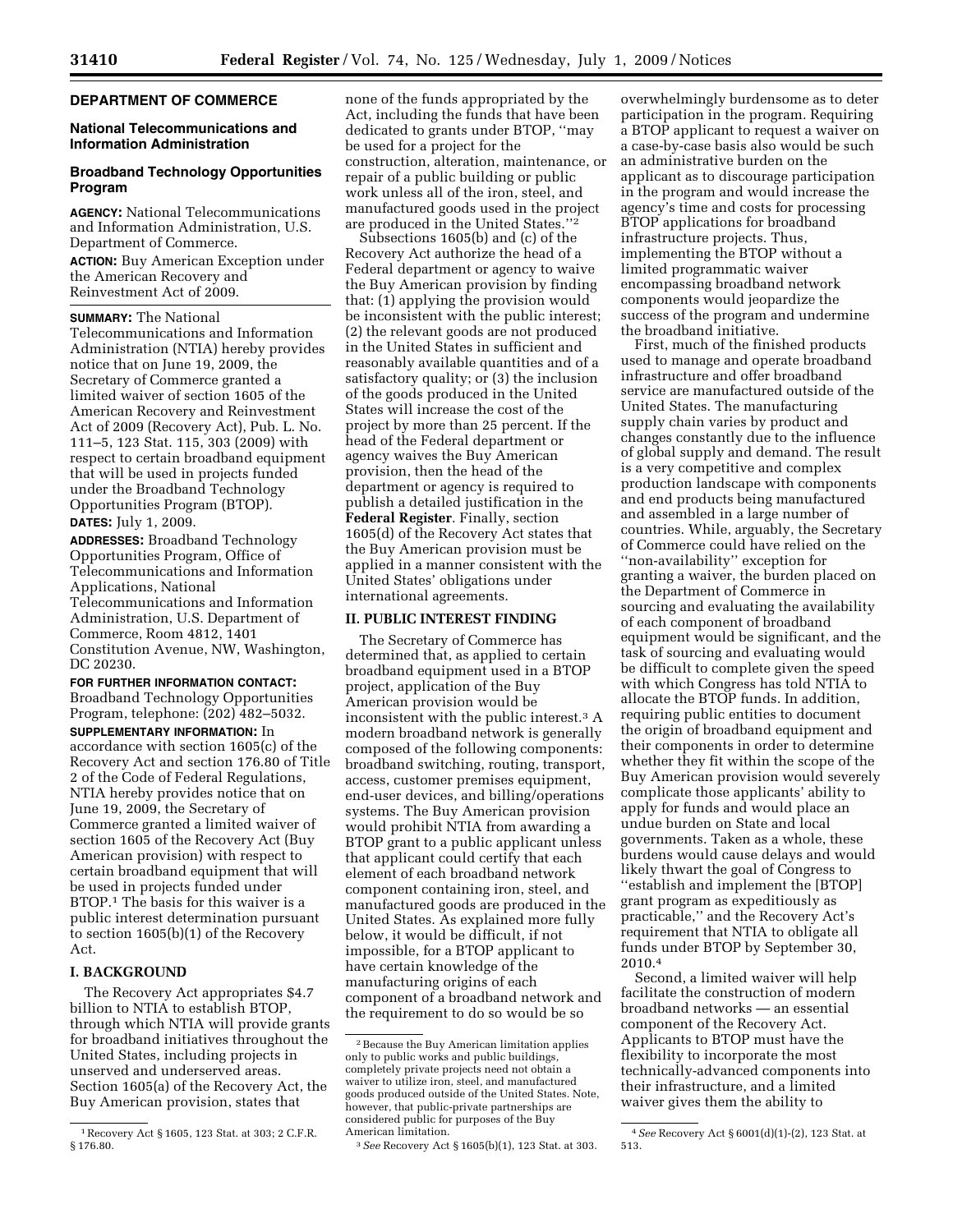## DEPARTMENT OF COMMERCE

### National Telecommunications and Information Administration

### Broadband Technology Opportunities Program

**AGENCY:** National Telecommunications and Information Administration, U.S. Department of Commerce.

**ACTION:** Buy American Exception under the American Recovery and Reinvestment Act of 2009.

**SUMMARY:** The National Telecommunications and Information Administration (NTIA) hereby provides notice that on June 19, 2009, the Secretary of Commerce granted a limited waiver of section 1605 of the American Recovery and Reinvestment Act of 2009 (Recovery Act), Pub. L. No. 111–5, 123 Stat. 115, 303 (2009) with respect to certain broadband equipment that will be used in projects funded under the Broadband Technology Opportunities Program (BTOP).

**DATES:** July 1, 2009.

**ADDRESSES:** Broadband Technology Opportunities Program, Office of Telecommunications and Information Applications, National Telecommunications and Information Administration, U.S. Department of Commerce, Room 4812, 1401 Constitution Avenue, NW, Washington, DC 20230.

**FOR FURTHER INFORMATION CONTACT:** Broadband Technology Opportunities Program, telephone: (202) 482–5032.

**SUPPLEMENTARY INFORMATION:** In accordance with section 1605(c) of the Recovery Act and section 176.80 of Title 2 of the Code of Federal Regulations, NTIA hereby provides notice that on June 19, 2009, the Secretary of Commerce granted a limited waiver of section 1605 of the Recovery Act (Buy American provision) with respect to certain broadband equipment that will be used in projects funded under BTOP.[1] The basis for this waiver is a public interest determination pursuant to section 1605(b)(1) of the Recovery Act.

## I. BACKGROUND

The Recovery Act appropriates $4.7 billion to NTIA to establish BTOP, through which NTIA will provide grants for broadband initiatives throughout the United States, including projects in unserved and underserved areas. Section 1605(a) of the Recovery Act, the Buy American provision, states that none of the funds appropriated by the Act, including the funds that have been dedicated to grants under BTOP, ''may be used for a project for the construction, alteration, maintenance, or repair of a public building or public work unless all of the iron, steel, and manufactured goods used in the project are produced in the United States.''[2]

Subsections 1605(b) and (c) of the Recovery Act authorize the head of a Federal department or agency to waive the Buy American provision by finding that: (1) applying the provision would be inconsistent with the public interest; (2) the relevant goods are not produced in the United States in sufficient and reasonably available quantities and of a satisfactory quality; or (3) the inclusion of the goods produced in the United States will increase the cost of the project by more than 25 percent. If the head of the Federal department or agency waives the Buy American provision, then the head of the department or agency is required to publish a detailed justification in the **Federal Register**. Finally, section 1605(d) of the Recovery Act states that the Buy American provision must be applied in a manner consistent with the United States' obligations under international agreements.

## II. PUBLIC INTEREST FINDING

The Secretary of Commerce has determined that, as applied to certain broadband equipment used in a BTOP project, application of the Buy American provision would be inconsistent with the public interest.[3] A modern broadband network is generally composed of the following components: broadband switching, routing, transport, access, customer premises equipment, end-user devices, and billing/operations systems. The Buy American provision would prohibit NTIA from awarding a BTOP grant to a public applicant unless that applicant could certify that each element of each broadband network component containing iron, steel, and manufactured goods are produced in the United States. As explained more fully below, it would be difficult, if not impossible, for a BTOP applicant to have certain knowledge of the manufacturing origins of each component of a broadband network and the requirement to do so would be so overwhelmingly burdensome as to deter participation in the program. Requiring a BTOP applicant to request a waiver on a case-by-case basis also would be such an administrative burden on the applicant as to discourage participation in the program and would increase the agency's time and costs for processing BTOP applications for broadband infrastructure projects. Thus, implementing the BTOP without a limited programmatic waiver encompassing broadband network components would jeopardize the success of the program and undermine the broadband initiative.

First, much of the finished products used to manage and operate broadband infrastructure and offer broadband service are manufactured outside of the United States. The manufacturing supply chain varies by product and changes constantly due to the influence of global supply and demand. The result is a very competitive and complex production landscape with components and end products being manufactured and assembled in a large number of countries. While, arguably, the Secretary of Commerce could have relied on the ''non-availability'' exception for granting a waiver, the burden placed on the Department of Commerce in sourcing and evaluating the availability of each component of broadband equipment would be significant, and the task of sourcing and evaluating would be difficult to complete given the speed with which Congress has told NTIA to allocate the BTOP funds. In addition, requiring public entities to document the origin of broadband equipment and their components in order to determine whether they fit within the scope of the Buy American provision would severely complicate those applicants' ability to apply for funds and would place an undue burden on State and local governments. Taken as a whole, these burdens would cause delays and would likely thwart the goal of Congress to ''establish and implement the [BTOP] grant program as expeditiously as practicable,'' and the Recovery Act's requirement that NTIA to obligate all funds under BTOP by September 30, 2010.[4]

Second, a limited waiver will help facilitate the construction of modern broadband networks — an essential component of the Recovery Act. Applicants to BTOP must have the flexibility to incorporate the most technically-advanced components into their infrastructure, and a limited waiver gives them the ability to

[1] Recovery Act § 1605, 123 Stat. at 303; 2 C.F.R. § 176.80.

[2] Because the Buy American limitation applies only to public works and public buildings, completely private projects need not obtain a waiver to utilize iron, steel, and manufactured goods produced outside of the United States. Note, however, that public-private partnerships are considered public for purposes of the Buy American limitation.

[3] *See* Recovery Act § 1605(b)(1), 123 Stat. at 303.

[4] *See* Recovery Act § 6001(d)(1)-(2), 123 Stat. at 513.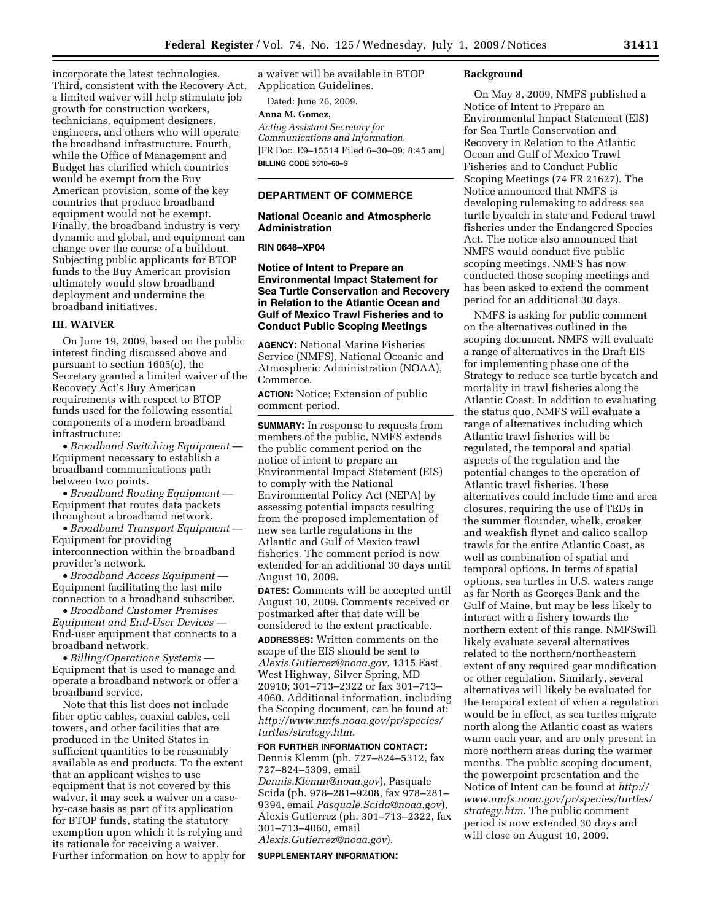incorporate the latest technologies. Third, consistent with the Recovery Act, a limited waiver will help stimulate job growth for construction workers, technicians, equipment designers, engineers, and others who will operate the broadband infrastructure. Fourth, while the Office of Management and Budget has clarified which countries would be exempt from the Buy American provision, some of the key countries that produce broadband equipment would not be exempt. Finally, the broadband industry is very dynamic and global, and equipment can change over the course of a buildout. Subjecting public applicants for BTOP funds to the Buy American provision ultimately would slow broadband deployment and undermine the broadband initiatives.

## III. WAIVER

On June 19, 2009, based on the public interest finding discussed above and pursuant to section 1605(c), the Secretary granted a limited waiver of the Recovery Act's Buy American requirements with respect to BTOP funds used for the following essential components of a modern broadband infrastructure:

- *Broadband Switching Equipment* — Equipment necessary to establish a broadband communications path between two points.
- *Broadband Routing Equipment* — Equipment that routes data packets throughout a broadband network.
- *Broadband Transport Equipment* — Equipment for providing interconnection within the broadband provider's network.
- *Broadband Access Equipment* — Equipment facilitating the last mile connection to a broadband subscriber.
- *Broadband Customer Premises Equipment and End-User Devices* — End-user equipment that connects to a broadband network.
- *Billing/Operations Systems* — Equipment that is used to manage and operate a broadband network or offer a broadband service.

Note that this list does not include fiber optic cables, coaxial cables, cell towers, and other facilities that are produced in the United States in sufficient quantities to be reasonably available as end products. To the extent that an applicant wishes to use equipment that is not covered by this waiver, it may seek a waiver on a case-by-case basis as part of its application for BTOP funds, stating the statutory exemption upon which it is relying and its rationale for receiving a waiver. Further information on how to apply for a waiver will be available in BTOP Application Guidelines.

Dated: June 26, 2009.

**Anna M. Gomez,**

*Acting Assistant Secretary for Communications and Information.*

[FR Doc. E9–15514 Filed 6–30–09; 8:45 am]

**BILLING CODE 3510–60–S**

---

## DEPARTMENT OF COMMERCE

### National Oceanic and Atmospheric Administration

**RIN 0648–XP04**

### Notice of Intent to Prepare an Environmental Impact Statement for Sea Turtle Conservation and Recovery in Relation to the Atlantic Ocean and Gulf of Mexico Trawl Fisheries and to Conduct Public Scoping Meetings

**AGENCY:** National Marine Fisheries Service (NMFS), National Oceanic and Atmospheric Administration (NOAA), Commerce.

**ACTION:** Notice; Extension of public comment period.

**SUMMARY:** In response to requests from members of the public, NMFS extends the public comment period on the notice of intent to prepare an Environmental Impact Statement (EIS) to comply with the National Environmental Policy Act (NEPA) by assessing potential impacts resulting from the proposed implementation of new sea turtle regulations in the Atlantic and Gulf of Mexico trawl fisheries. The comment period is now extended for an additional 30 days until August 10, 2009.

**DATES:** Comments will be accepted until August 10, 2009. Comments received or postmarked after that date will be considered to the extent practicable.

**ADDRESSES:** Written comments on the scope of the EIS should be sent to *Alexis.Gutierrez@noaa.gov*, 1315 East West Highway, Silver Spring, MD 20910; 301–713–2322 or fax 301–713–4060. Additional information, including the Scoping document, can be found at: *http://www.nmfs.noaa.gov/pr/species/turtles/strategy.htm*.

**FOR FURTHER INFORMATION CONTACT:** Dennis Klemm (ph. 727–824–5312, fax 727–824–5309, email *Dennis.Klemm@noaa.gov*), Pasquale Scida (ph. 978–281–9208, fax 978–281–9394, email *Pasquale.Scida@noaa.gov*), Alexis Gutierrez (ph. 301–713–2322, fax 301–713–4060, email *Alexis.Gutierrez@noaa.gov*).

**SUPPLEMENTARY INFORMATION:**

#### Background

On May 8, 2009, NMFS published a Notice of Intent to Prepare an Environmental Impact Statement (EIS) for Sea Turtle Conservation and Recovery in Relation to the Atlantic Ocean and Gulf of Mexico Trawl Fisheries and to Conduct Public Scoping Meetings (74 FR 21627). The Notice announced that NMFS is developing rulemaking to address sea turtle bycatch in state and Federal trawl fisheries under the Endangered Species Act. The notice also announced that NMFS would conduct five public scoping meetings. NMFS has now conducted those scoping meetings and has been asked to extend the comment period for an additional 30 days.

NMFS is asking for public comment on the alternatives outlined in the scoping document. NMFS will evaluate a range of alternatives in the Draft EIS for implementing phase one of the Strategy to reduce sea turtle bycatch and mortality in trawl fisheries along the Atlantic Coast. In addition to evaluating the status quo, NMFS will evaluate a range of alternatives including which Atlantic trawl fisheries will be regulated, the temporal and spatial aspects of the regulation and the potential changes to the operation of Atlantic trawl fisheries. These alternatives could include time and area closures, requiring the use of TEDs in the summer flounder, whelk, croaker and weakfish flynet and calico scallop trawls for the entire Atlantic Coast, as well as combination of spatial and temporal options. In terms of spatial options, sea turtles in U.S. waters range as far North as Georges Bank and the Gulf of Maine, but may be less likely to interact with a fishery towards the northern extent of this range. NMFSwill likely evaluate several alternatives related to the northern/northeastern extent of any required gear modification or other regulation. Similarly, several alternatives will likely be evaluated for the temporal extent of when a regulation would be in effect, as sea turtles migrate north along the Atlantic coast as waters warm each year, and are only present in more northern areas during the warmer months. The public scoping document, the powerpoint presentation and the Notice of Intent can be found at *http://www.nmfs.noaa.gov/pr/species/turtles/strategy.htm*. The public comment period is now extended 30 days and will close on August 10, 2009.